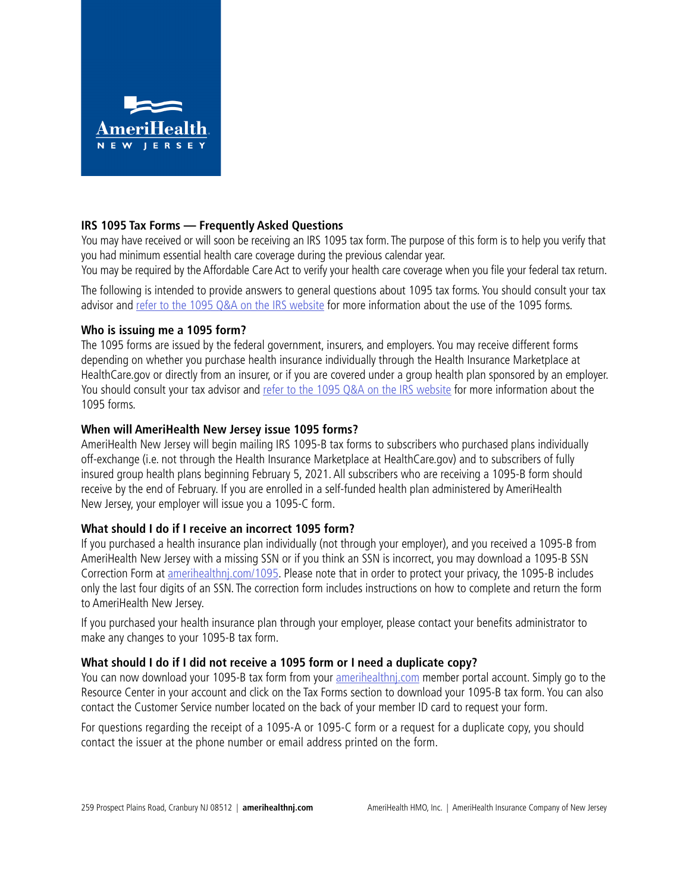AmeriHealth NEW JERSEY

## IRS 1095 Tax Forms — Frequently Asked Questions

You may have received or will soon be receiving an IRS 1095 tax form. The purpose of this form is to help you verify that you had minimum essential health care coverage during the previous calendar year.

You may be required by the Affordable Care Act to verify your health care coverage when you file your federal tax return.

The following is intended to provide answers to general questions about 1095 tax forms. You should consult your tax advisor and refer to the 1095 Q&A on the IRS website for more information about the use of the 1095 forms.

### Who is issuing me a 1095 form?

The 1095 forms are issued by the federal government, insurers, and employers. You may receive different forms depending on whether you purchase health insurance individually through the Health Insurance Marketplace at HealthCare.gov or directly from an insurer, or if you are covered under a group health plan sponsored by an employer. You should consult your tax advisor and refer to the 1095 Q&A on the IRS website for more information about the 1095 forms.

### When will AmeriHealth New Jersey issue 1095 forms?

AmeriHealth New Jersey will begin mailing IRS 1095-B tax forms to subscribers who purchased plans individually off-exchange (i.e. not through the Health Insurance Marketplace at HealthCare.gov) and to subscribers of fully insured group health plans beginning February 5, 2021. All subscribers who are receiving a 1095-B form should receive by the end of February. If you are enrolled in a self-funded health plan administered by AmeriHealth New Jersey, your employer will issue you a 1095-C form.

### What should I do if I receive an incorrect 1095 form?

If you purchased a health insurance plan individually (not through your employer), and you received a 1095-B from AmeriHealth New Jersey with a missing SSN or if you think an SSN is incorrect, you may download a 1095-B SSN Correction Form at amerihealthnj.com/1095. Please note that in order to protect your privacy, the 1095-B includes only the last four digits of an SSN. The correction form includes instructions on how to complete and return the form to AmeriHealth New Jersey.

If you purchased your health insurance plan through your employer, please contact your benefits administrator to make any changes to your 1095-B tax form.

### What should I do if I did not receive a 1095 form or I need a duplicate copy?

You can now download your 1095-B tax form from your amerihealthnj.com member portal account. Simply go to the Resource Center in your account and click on the Tax Forms section to download your 1095-B tax form. You can also contact the Customer Service number located on the back of your member ID card to request your form.

For questions regarding the receipt of a 1095-A or 1095-C form or a request for a duplicate copy, you should contact the issuer at the phone number or email address printed on the form.

259 Prospect Plains Road, Cranbury NJ 08512 | **amerihealthnj.com** AmeriHealth HMO, Inc. | AmeriHealth Insurance Company of New Jersey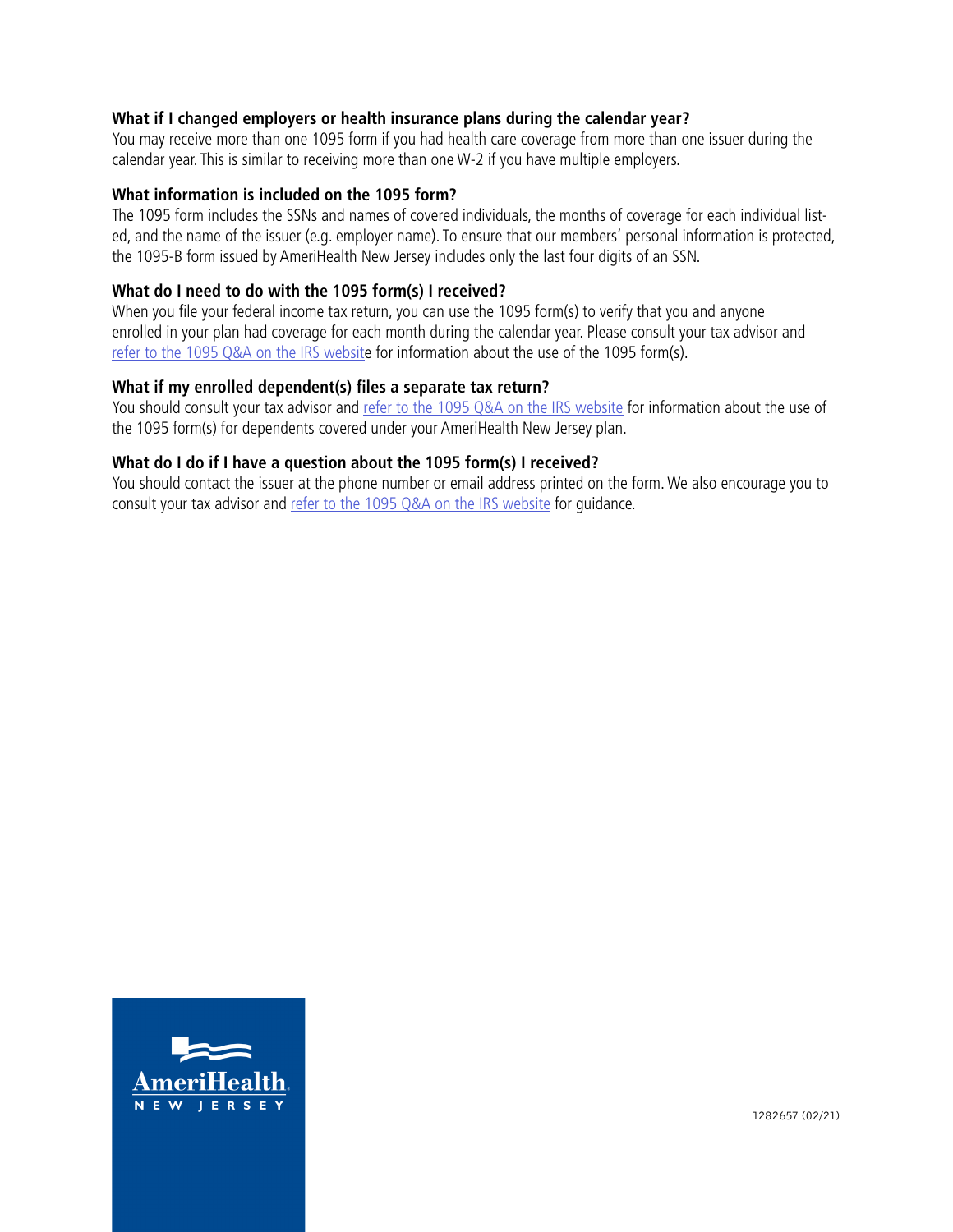**What if I changed employers or health insurance plans during the calendar year?**

You may receive more than one 1095 form if you had health care coverage from more than one issuer during the calendar year. This is similar to receiving more than one W-2 if you have multiple employers.

**What information is included on the 1095 form?**

The 1095 form includes the SSNs and names of covered individuals, the months of coverage for each individual listed, and the name of the issuer (e.g. employer name). To ensure that our members' personal information is protected, the 1095-B form issued by AmeriHealth New Jersey includes only the last four digits of an SSN.

**What do I need to do with the 1095 form(s) I received?**

When you file your federal income tax return, you can use the 1095 form(s) to verify that you and anyone enrolled in your plan had coverage for each month during the calendar year. Please consult your tax advisor and refer to the 1095 Q&A on the IRS website for information about the use of the 1095 form(s).

**What if my enrolled dependent(s) files a separate tax return?**

You should consult your tax advisor and refer to the 1095 Q&A on the IRS website for information about the use of the 1095 form(s) for dependents covered under your AmeriHealth New Jersey plan.

**What do I do if I have a question about the 1095 form(s) I received?**

You should contact the issuer at the phone number or email address printed on the form. We also encourage you to consult your tax advisor and refer to the 1095 Q&A on the IRS website for guidance.

AmeriHealth NEW JERSEY

1282657 (02/21)